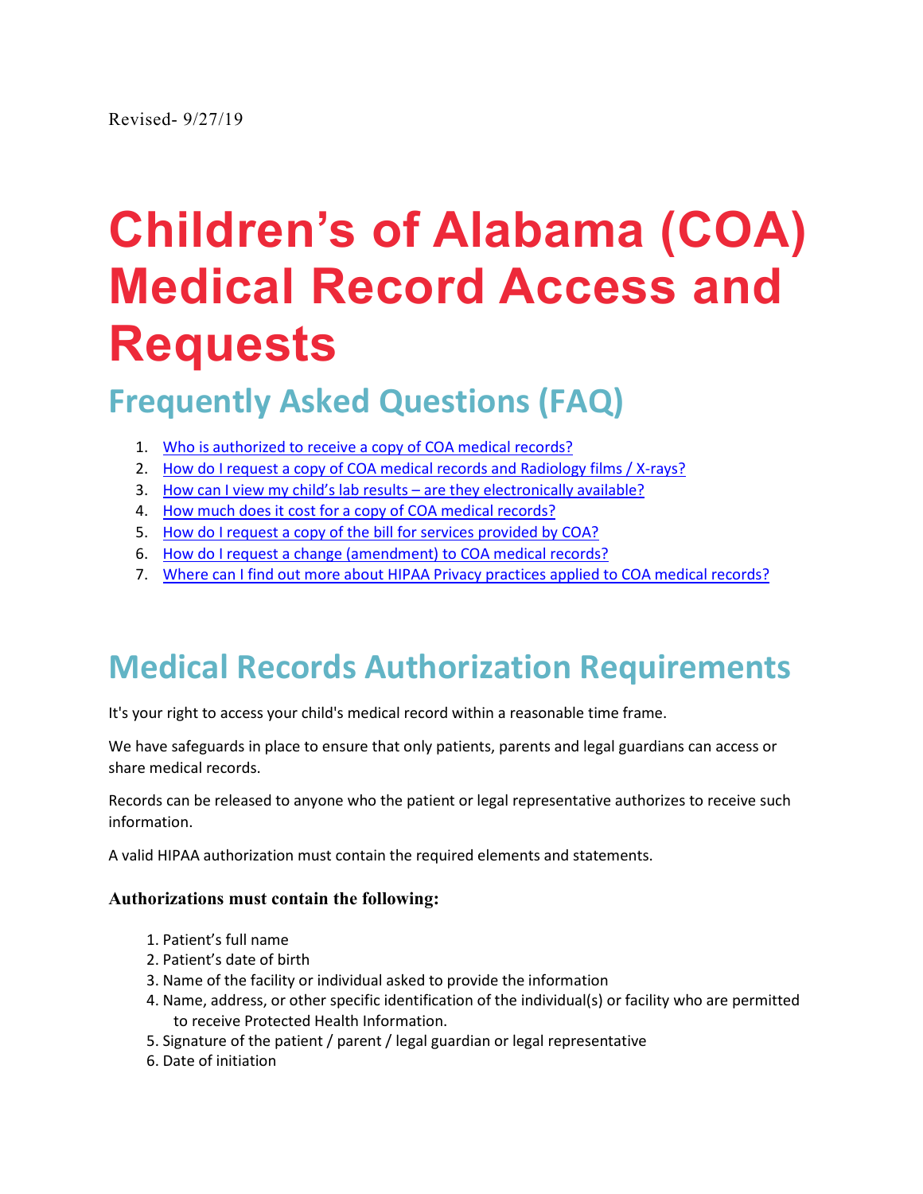Revised- 9/27/19

# Children's of Alabama (COA) Medical Record Access and Requests

## Frequently Asked Questions (FAQ)

1. Who is authorized to receive a copy of COA medical records?
2. How do I request a copy of COA medical records and Radiology films / X-rays?
3. How can I view my child's lab results – are they electronically available?
4. How much does it cost for a copy of COA medical records?
5. How do I request a copy of the bill for services provided by COA?
6. How do I request a change (amendment) to COA medical records?
7. Where can I find out more about HIPAA Privacy practices applied to COA medical records?

## Medical Records Authorization Requirements

It's your right to access your child's medical record within a reasonable time frame.

We have safeguards in place to ensure that only patients, parents and legal guardians can access or share medical records.

Records can be released to anyone who the patient or legal representative authorizes to receive such information.

A valid HIPAA authorization must contain the required elements and statements.

### Authorizations must contain the following:

1. Patient's full name
2. Patient's date of birth
3. Name of the facility or individual asked to provide the information
4. Name, address, or other specific identification of the individual(s) or facility who are permitted to receive Protected Health Information.
5. Signature of the patient / parent / legal guardian or legal representative
6. Date of initiation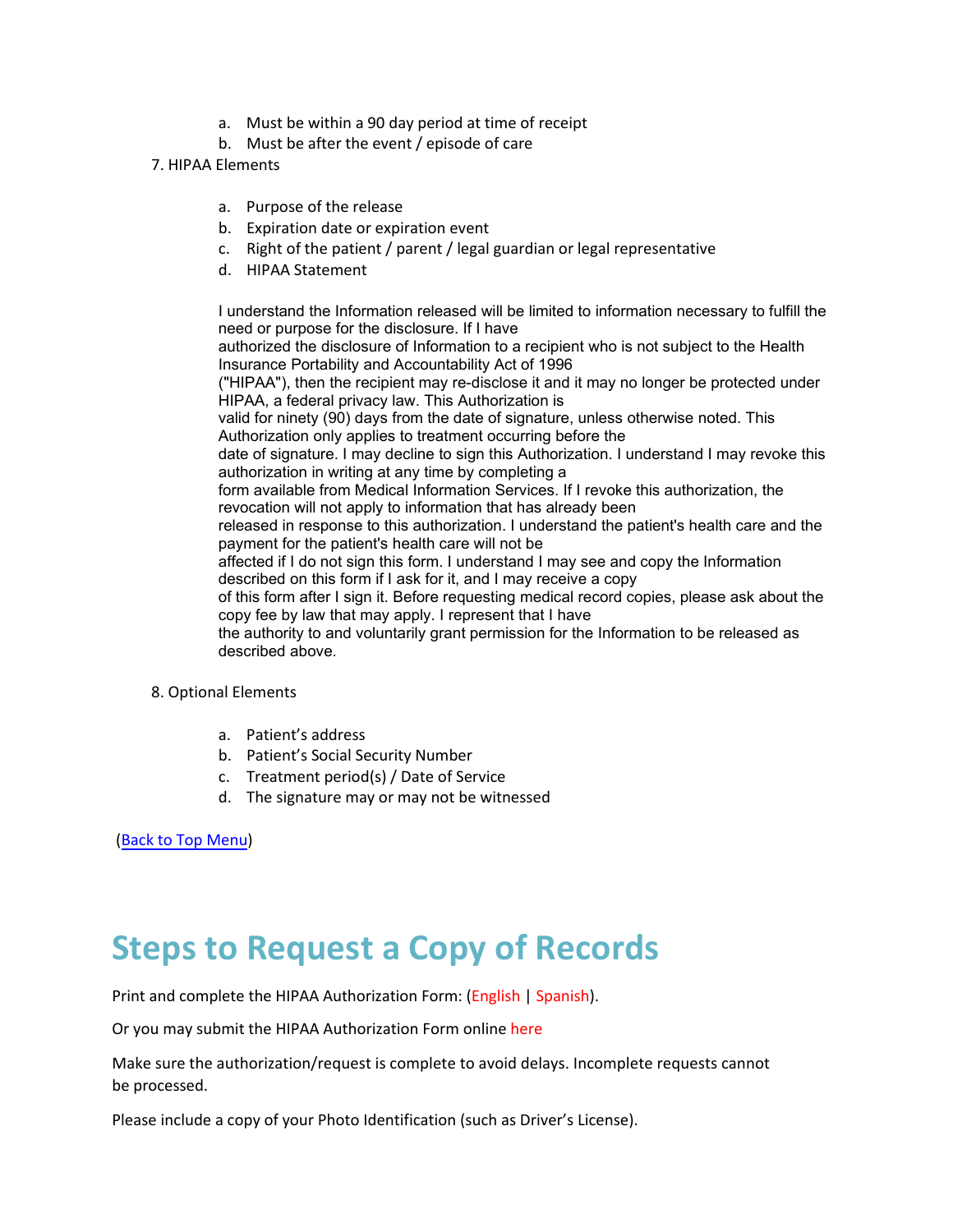a. Must be within a 90 day period at time of receipt
   b. Must be after the event / episode of care

7. HIPAA Elements

   a. Purpose of the release
   b. Expiration date or expiration event
   c. Right of the patient / parent / legal guardian or legal representative
   d. HIPAA Statement

   I understand the Information released will be limited to information necessary to fulfill the need or purpose for the disclosure. If I have authorized the disclosure of Information to a recipient who is not subject to the Health Insurance Portability and Accountability Act of 1996 ("HIPAA"), then the recipient may re-disclose it and it may no longer be protected under HIPAA, a federal privacy law. This Authorization is valid for ninety (90) days from the date of signature, unless otherwise noted. This Authorization only applies to treatment occurring before the date of signature. I may decline to sign this Authorization. I understand I may revoke this authorization in writing at any time by completing a form available from Medical Information Services. If I revoke this authorization, the revocation will not apply to information that has already been released in response to this authorization. I understand the patient's health care and the payment for the patient's health care will not be affected if I do not sign this form. I understand I may see and copy the Information described on this form if I ask for it, and I may receive a copy of this form after I sign it. Before requesting medical record copies, please ask about the copy fee by law that may apply. I represent that I have the authority to and voluntarily grant permission for the Information to be released as described above.

8. Optional Elements

   a. Patient's address
   b. Patient's Social Security Number
   c. Treatment period(s) / Date of Service
   d. The signature may or may not be witnessed

(Back to Top Menu)

# Steps to Request a Copy of Records

Print and complete the HIPAA Authorization Form: (English | Spanish).

Or you may submit the HIPAA Authorization Form online here

Make sure the authorization/request is complete to avoid delays. Incomplete requests cannot be processed.

Please include a copy of your Photo Identification (such as Driver's License).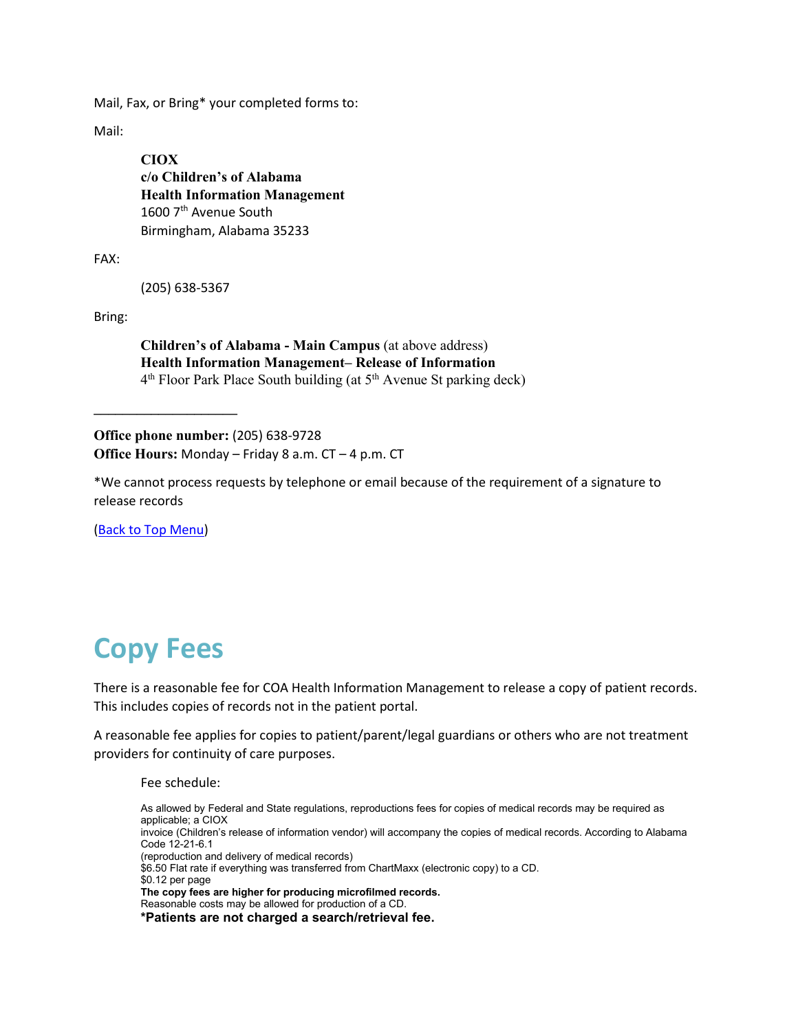Mail, Fax, or Bring* your completed forms to:

Mail:

> **CIOX**
> **c/o Children's of Alabama**
> **Health Information Management**
> 1600 7th Avenue South
> Birmingham, Alabama 35233

FAX:

> (205) 638-5367

Bring:

> **Children's of Alabama - Main Campus** (at above address)
> **Health Information Management– Release of Information**
> 4th Floor Park Place South building (at 5th Avenue St parking deck)

---

**Office phone number:** (205) 638-9728
**Office Hours:** Monday – Friday 8 a.m. CT – 4 p.m. CT

*We cannot process requests by telephone or email because of the requirement of a signature to release records

(Back to Top Menu)

# Copy Fees

There is a reasonable fee for COA Health Information Management to release a copy of patient records. This includes copies of records not in the patient portal.

A reasonable fee applies for copies to patient/parent/legal guardians or others who are not treatment providers for continuity of care purposes.

> Fee schedule:
>
> As allowed by Federal and State regulations, reproductions fees for copies of medical records may be required as applicable; a CIOX
> invoice (Children's release of information vendor) will accompany the copies of medical records. According to Alabama Code 12-21-6.1
> (reproduction and delivery of medical records)
> $6.50 Flat rate if everything was transferred from ChartMaxx (electronic copy) to a CD.
> $0.12 per page
> **The copy fees are higher for producing microfilmed records.**
> Reasonable costs may be allowed for production of a CD.
> ***Patients are not charged a search/retrieval fee.**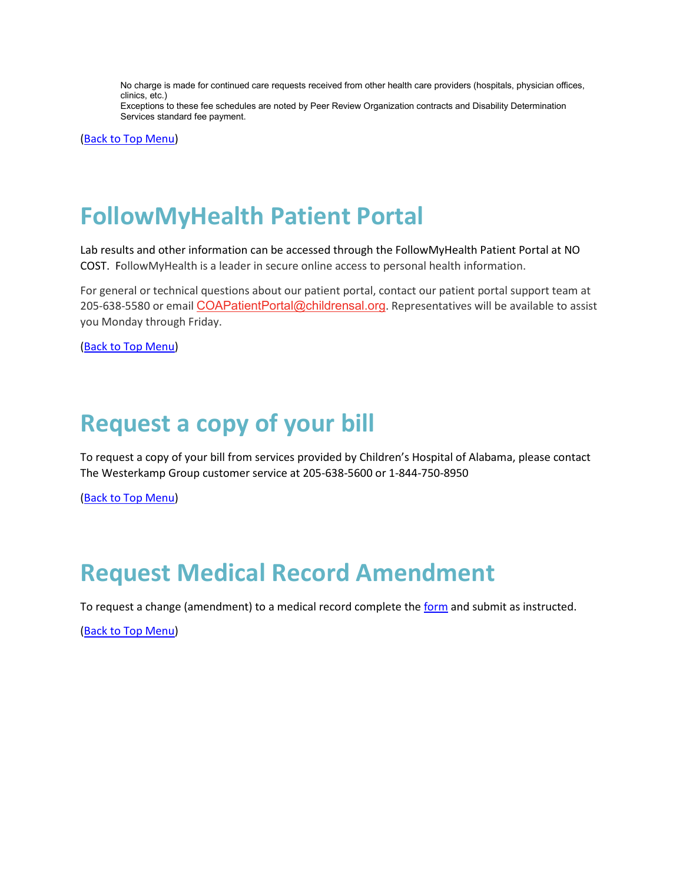No charge is made for continued care requests received from other health care providers (hospitals, physician offices, clinics, etc.)
Exceptions to these fee schedules are noted by Peer Review Organization contracts and Disability Determination Services standard fee payment.

(Back to Top Menu)

# FollowMyHealth Patient Portal

Lab results and other information can be accessed through the FollowMyHealth Patient Portal at NO COST. FollowMyHealth is a leader in secure online access to personal health information.

For general or technical questions about our patient portal, contact our patient portal support team at 205-638-5580 or email COAPatientPortal@childrensal.org. Representatives will be available to assist you Monday through Friday.

(Back to Top Menu)

# Request a copy of your bill

To request a copy of your bill from services provided by Children's Hospital of Alabama, please contact The Westerkamp Group customer service at 205-638-5600 or 1-844-750-8950

(Back to Top Menu)

# Request Medical Record Amendment

To request a change (amendment) to a medical record complete the form and submit as instructed.

(Back to Top Menu)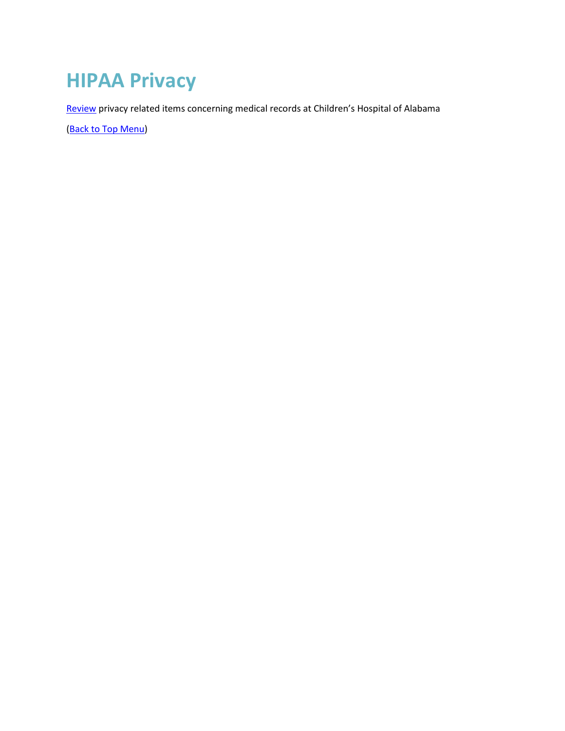# HIPAA Privacy

Review privacy related items concerning medical records at Children's Hospital of Alabama

(Back to Top Menu)